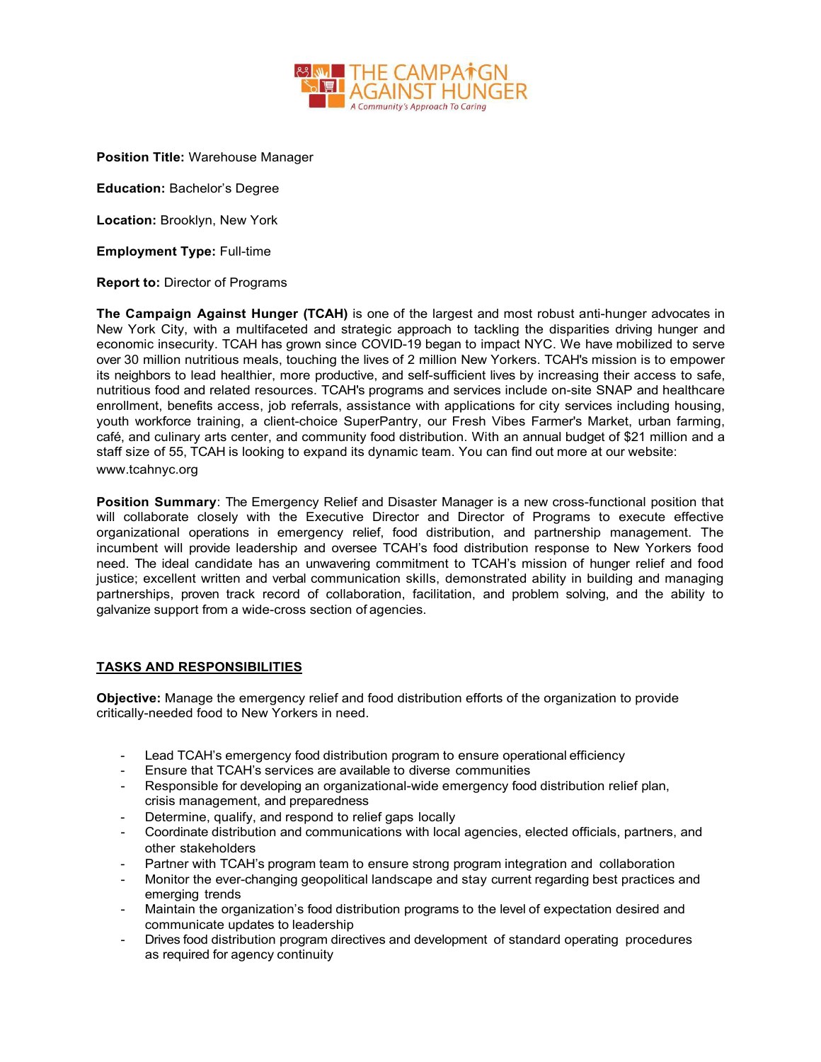THE CAMPAIGN AGAINST HUNGER

*A Community's Approach To Caring*

**Position Title:** Warehouse Manager

**Education:** Bachelor's Degree

**Location:** Brooklyn, New York

**Employment Type:** Full-time

**Report to:** Director of Programs

**The Campaign Against Hunger (TCAH)** is one of the largest and most robust anti-hunger advocates in New York City, with a multifaceted and strategic approach to tackling the disparities driving hunger and economic insecurity. TCAH has grown since COVID-19 began to impact NYC. We have mobilized to serve over 30 million nutritious meals, touching the lives of 2 million New Yorkers. TCAH's mission is to empower its neighbors to lead healthier, more productive, and self-sufficient lives by increasing their access to safe, nutritious food and related resources. TCAH's programs and services include on-site SNAP and healthcare enrollment, benefits access, job referrals, assistance with applications for city services including housing, youth workforce training, a client-choice SuperPantry, our Fresh Vibes Farmer's Market, urban farming, café, and culinary arts center, and community food distribution. With an annual budget of $21 million and a staff size of 55, TCAH is looking to expand its dynamic team. You can find out more at our website: www.tcahnyc.org

**Position Summary**: The Emergency Relief and Disaster Manager is a new cross-functional position that will collaborate closely with the Executive Director and Director of Programs to execute effective organizational operations in emergency relief, food distribution, and partnership management. The incumbent will provide leadership and oversee TCAH's food distribution response to New Yorkers food need. The ideal candidate has an unwavering commitment to TCAH's mission of hunger relief and food justice; excellent written and verbal communication skills, demonstrated ability in building and managing partnerships, proven track record of collaboration, facilitation, and problem solving, and the ability to galvanize support from a wide-cross section of agencies.

## TASKS AND RESPONSIBILITIES

**Objective:** Manage the emergency relief and food distribution efforts of the organization to provide critically-needed food to New Yorkers in need.

- Lead TCAH's emergency food distribution program to ensure operational efficiency
- Ensure that TCAH's services are available to diverse communities
- Responsible for developing an organizational-wide emergency food distribution relief plan, crisis management, and preparedness
- Determine, qualify, and respond to relief gaps locally
- Coordinate distribution and communications with local agencies, elected officials, partners, and other stakeholders
- Partner with TCAH's program team to ensure strong program integration and collaboration
- Monitor the ever-changing geopolitical landscape and stay current regarding best practices and emerging trends
- Maintain the organization's food distribution programs to the level of expectation desired and communicate updates to leadership
- Drives food distribution program directives and development of standard operating procedures as required for agency continuity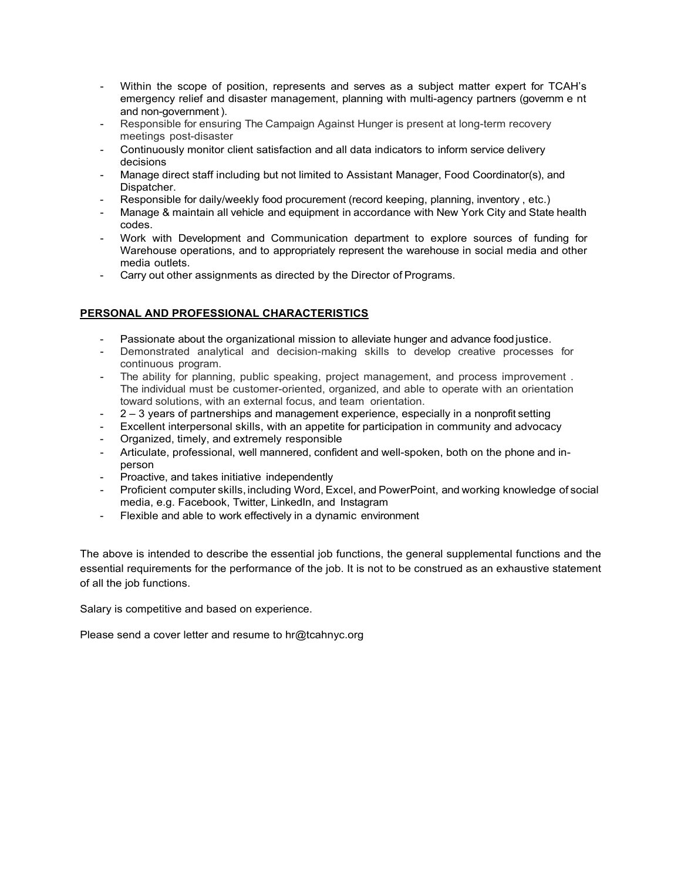- Within the scope of position, represents and serves as a subject matter expert for TCAH's emergency relief and disaster management, planning with multi-agency partners (governm e nt and non-government ).
- Responsible for ensuring The Campaign Against Hunger is present at long-term recovery meetings post-disaster
- Continuously monitor client satisfaction and all data indicators to inform service delivery decisions
- Manage direct staff including but not limited to Assistant Manager, Food Coordinator(s), and Dispatcher.
- Responsible for daily/weekly food procurement (record keeping, planning, inventory , etc.)
- Manage & maintain all vehicle and equipment in accordance with New York City and State health codes.
- Work with Development and Communication department to explore sources of funding for Warehouse operations, and to appropriately represent the warehouse in social media and other media outlets.
- Carry out other assignments as directed by the Director of Programs.

**PERSONAL AND PROFESSIONAL CHARACTERISTICS**

- Passionate about the organizational mission to alleviate hunger and advance food justice.
- Demonstrated analytical and decision-making skills to develop creative processes for continuous program.
- The ability for planning, public speaking, project management, and process improvement . The individual must be customer-oriented, organized, and able to operate with an orientation toward solutions, with an external focus, and team orientation.
- 2 – 3 years of partnerships and management experience, especially in a nonprofit setting
- Excellent interpersonal skills, with an appetite for participation in community and advocacy
- Organized, timely, and extremely responsible
- Articulate, professional, well mannered, confident and well-spoken, both on the phone and in-person
- Proactive, and takes initiative independently
- Proficient computer skills, including Word, Excel, and PowerPoint, and working knowledge of social media, e.g. Facebook, Twitter, LinkedIn, and Instagram
- Flexible and able to work effectively in a dynamic environment

The above is intended to describe the essential job functions, the general supplemental functions and the essential requirements for the performance of the job. It is not to be construed as an exhaustive statement of all the job functions.

Salary is competitive and based on experience.

Please send a cover letter and resume to hr@tcahnyc.org